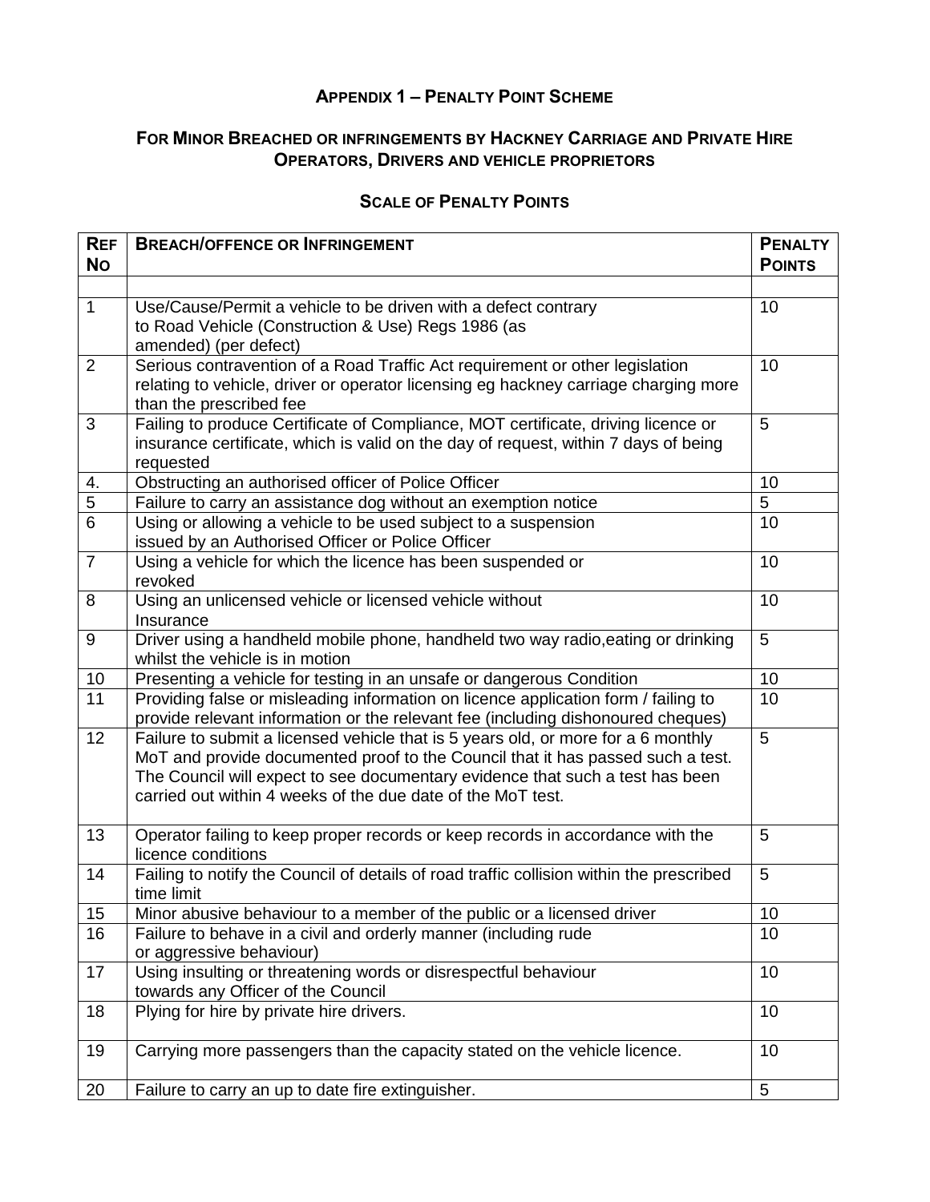## Appendix 1 – Penalty Point Scheme

## For Minor Breached or infringements by Hackney Carriage and Private Hire Operators, Drivers and vehicle proprietors

### Scale of Penalty Points

| Ref No | Breach/offence or Infringement | Penalty Points |
|---|---|---|
| | | |
| 1 | Use/Cause/Permit a vehicle to be driven with a defect contrary to Road Vehicle (Construction & Use) Regs 1986 (as amended) (per defect) | 10 |
| 2 | Serious contravention of a Road Traffic Act requirement or other legislation relating to vehicle, driver or operator licensing eg hackney carriage charging more than the prescribed fee | 10 |
| 3 | Failing to produce Certificate of Compliance, MOT certificate, driving licence or insurance certificate, which is valid on the day of request, within 7 days of being requested | 5 |
| 4. | Obstructing an authorised officer of Police Officer | 10 |
| 5 | Failure to carry an assistance dog without an exemption notice | 5 |
| 6 | Using or allowing a vehicle to be used subject to a suspension issued by an Authorised Officer or Police Officer | 10 |
| 7 | Using a vehicle for which the licence has been suspended or revoked | 10 |
| 8 | Using an unlicensed vehicle or licensed vehicle without Insurance | 10 |
| 9 | Driver using a handheld mobile phone, handheld two way radio,eating or drinking whilst the vehicle is in motion | 5 |
| 10 | Presenting a vehicle for testing in an unsafe or dangerous Condition | 10 |
| 11 | Providing false or misleading information on licence application form / failing to provide relevant information or the relevant fee (including dishonoured cheques) | 10 |
| 12 | Failure to submit a licensed vehicle that is 5 years old, or more for a 6 monthly MoT and provide documented proof to the Council that it has passed such a test. The Council will expect to see documentary evidence that such a test has been carried out within 4 weeks of the due date of the MoT test. | 5 |
| 13 | Operator failing to keep proper records or keep records in accordance with the licence conditions | 5 |
| 14 | Failing to notify the Council of details of road traffic collision within the prescribed time limit | 5 |
| 15 | Minor abusive behaviour to a member of the public or a licensed driver | 10 |
| 16 | Failure to behave in a civil and orderly manner (including rude or aggressive behaviour) | 10 |
| 17 | Using insulting or threatening words or disrespectful behaviour towards any Officer of the Council | 10 |
| 18 | Plying for hire by private hire drivers. | 10 |
| 19 | Carrying more passengers than the capacity stated on the vehicle licence. | 10 |
| 20 | Failure to carry an up to date fire extinguisher. | 5 |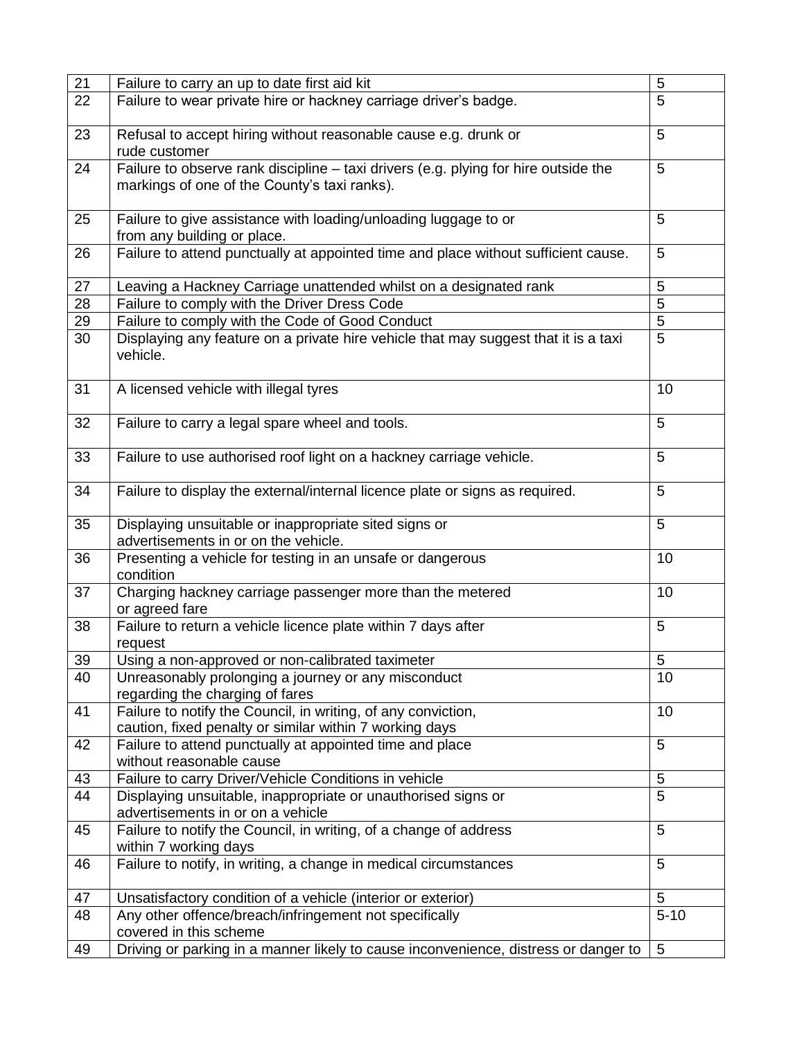| 21 | Failure to carry an up to date first aid kit | 5 |
|---|---|---|
| 22 | Failure to wear private hire or hackney carriage driver's badge. | 5 |
| 23 | Refusal to accept hiring without reasonable cause e.g. drunk or rude customer | 5 |
| 24 | Failure to observe rank discipline – taxi drivers (e.g. plying for hire outside the markings of one of the County's taxi ranks). | 5 |
| 25 | Failure to give assistance with loading/unloading luggage to or from any building or place. | 5 |
| 26 | Failure to attend punctually at appointed time and place without sufficient cause. | 5 |
| 27 | Leaving a Hackney Carriage unattended whilst on a designated rank | 5 |
| 28 | Failure to comply with the Driver Dress Code | 5 |
| 29 | Failure to comply with the Code of Good Conduct | 5 |
| 30 | Displaying any feature on a private hire vehicle that may suggest that it is a taxi vehicle. | 5 |
| 31 | A licensed vehicle with illegal tyres | 10 |
| 32 | Failure to carry a legal spare wheel and tools. | 5 |
| 33 | Failure to use authorised roof light on a hackney carriage vehicle. | 5 |
| 34 | Failure to display the external/internal licence plate or signs as required. | 5 |
| 35 | Displaying unsuitable or inappropriate sited signs or advertisements in or on the vehicle. | 5 |
| 36 | Presenting a vehicle for testing in an unsafe or dangerous condition | 10 |
| 37 | Charging hackney carriage passenger more than the metered or agreed fare | 10 |
| 38 | Failure to return a vehicle licence plate within 7 days after request | 5 |
| 39 | Using a non-approved or non-calibrated taximeter | 5 |
| 40 | Unreasonably prolonging a journey or any misconduct regarding the charging of fares | 10 |
| 41 | Failure to notify the Council, in writing, of any conviction, caution, fixed penalty or similar within 7 working days | 10 |
| 42 | Failure to attend punctually at appointed time and place without reasonable cause | 5 |
| 43 | Failure to carry Driver/Vehicle Conditions in vehicle | 5 |
| 44 | Displaying unsuitable, inappropriate or unauthorised signs or advertisements in or on a vehicle | 5 |
| 45 | Failure to notify the Council, in writing, of a change of address within 7 working days | 5 |
| 46 | Failure to notify, in writing, a change in medical circumstances | 5 |
| 47 | Unsatisfactory condition of a vehicle (interior or exterior) | 5 |
| 48 | Any other offence/breach/infringement not specifically covered in this scheme | 5-10 |
| 49 | Driving or parking in a manner likely to cause inconvenience, distress or danger to | 5 |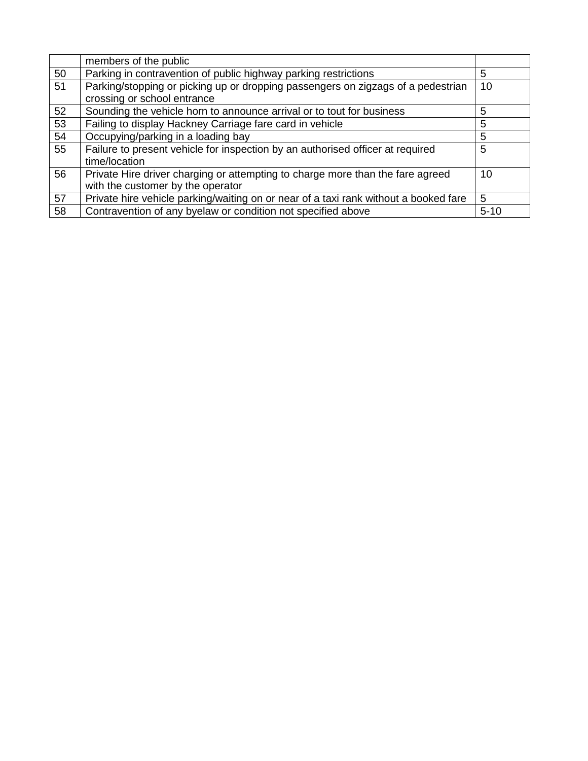| | | |
|---|---|---|
| | members of the public | |
| 50 | Parking in contravention of public highway parking restrictions | 5 |
| 51 | Parking/stopping or picking up or dropping passengers on zigzags of a pedestrian crossing or school entrance | 10 |
| 52 | Sounding the vehicle horn to announce arrival or to tout for business | 5 |
| 53 | Failing to display Hackney Carriage fare card in vehicle | 5 |
| 54 | Occupying/parking in a loading bay | 5 |
| 55 | Failure to present vehicle for inspection by an authorised officer at required time/location | 5 |
| 56 | Private Hire driver charging or attempting to charge more than the fare agreed with the customer by the operator | 10 |
| 57 | Private hire vehicle parking/waiting on or near of a taxi rank without a booked fare | 5 |
| 58 | Contravention of any byelaw or condition not specified above | 5-10 |